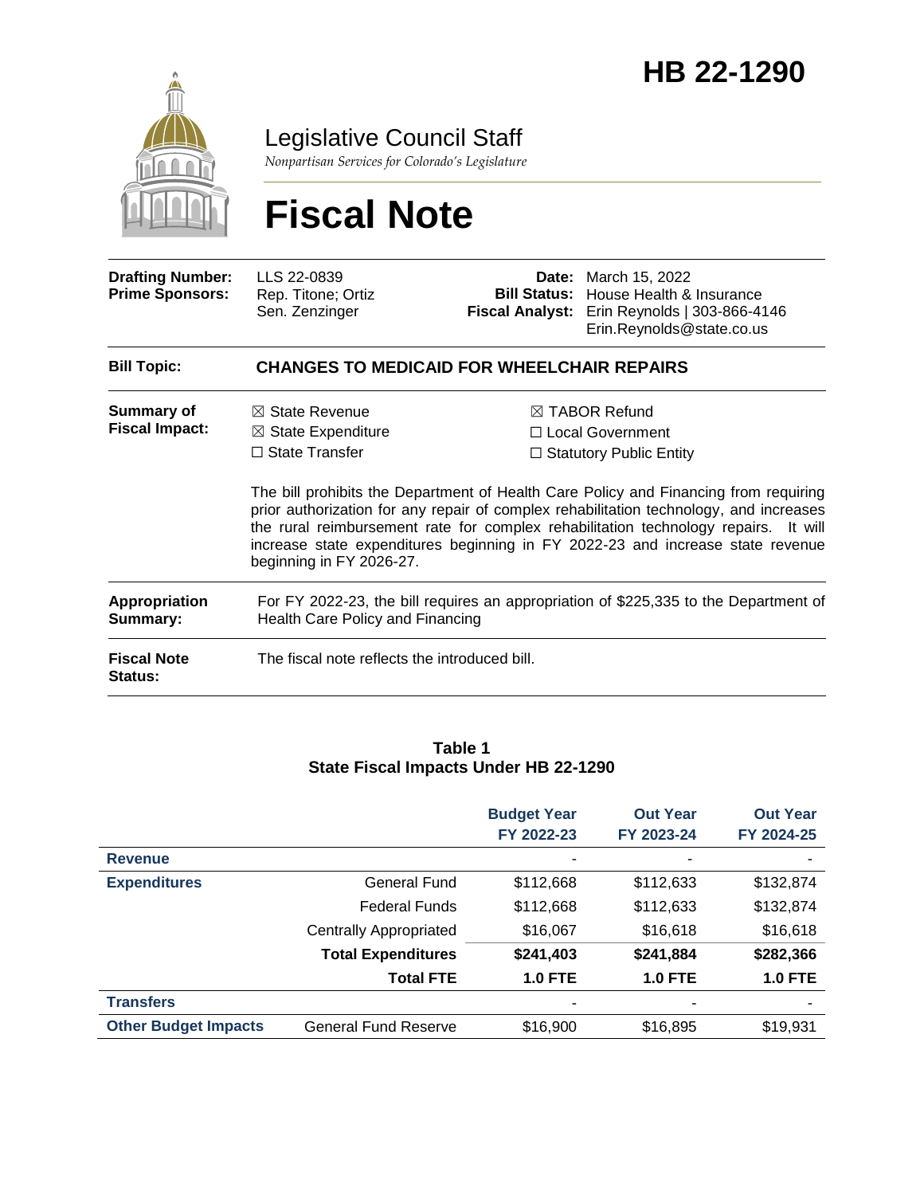# HB 22-1290

## Legislative Council Staff

*Nonpartisan Services for Colorado's Legislature*

# Fiscal Note

| | | | |
|---|---|---|---|
| **Drafting Number:** | LLS 22-0839 | **Date:** | March 15, 2022 |
| **Prime Sponsors:** | Rep. Titone; Ortiz<br>Sen. Zenzinger | **Bill Status:** | House Health & Insurance |
| | | **Fiscal Analyst:** | Erin Reynolds \| 303-866-4146<br>Erin.Reynolds@state.co.us |

**Bill Topic:** **CHANGES TO MEDICAID FOR WHEELCHAIR REPAIRS**

**Summary of Fiscal Impact:**

- ☒ State Revenue
- ☒ State Expenditure
- ☐ State Transfer
- ☒ TABOR Refund
- ☐ Local Government
- ☐ Statutory Public Entity

The bill prohibits the Department of Health Care Policy and Financing from requiring prior authorization for any repair of complex rehabilitation technology, and increases the rural reimbursement rate for complex rehabilitation technology repairs. It will increase state expenditures beginning in FY 2022-23 and increase state revenue beginning in FY 2026-27.

**Appropriation Summary:** For FY 2022-23, the bill requires an appropriation of $225,335 to the Department of Health Care Policy and Financing

**Fiscal Note Status:** The fiscal note reflects the introduced bill.

**Table 1**
**State Fiscal Impacts Under HB 22-1290**

| | | Budget Year FY 2022-23 | Out Year FY 2023-24 | Out Year FY 2024-25 |
|---|---|---|---|---|
| **Revenue** | | - | - | - |
| **Expenditures** | General Fund | $112,668 | $112,633 | $132,874 |
| | Federal Funds | $112,668 | $112,633 | $132,874 |
| | Centrally Appropriated | $16,067 | $16,618 | $16,618 |
| | **Total Expenditures** | **$241,403** | **$241,884** | **$282,366** |
| | **Total FTE** | **1.0 FTE** | **1.0 FTE** | **1.0 FTE** |
| **Transfers** | | - | - | - |
| **Other Budget Impacts** | General Fund Reserve | $16,900 | $16,895 | $19,931 |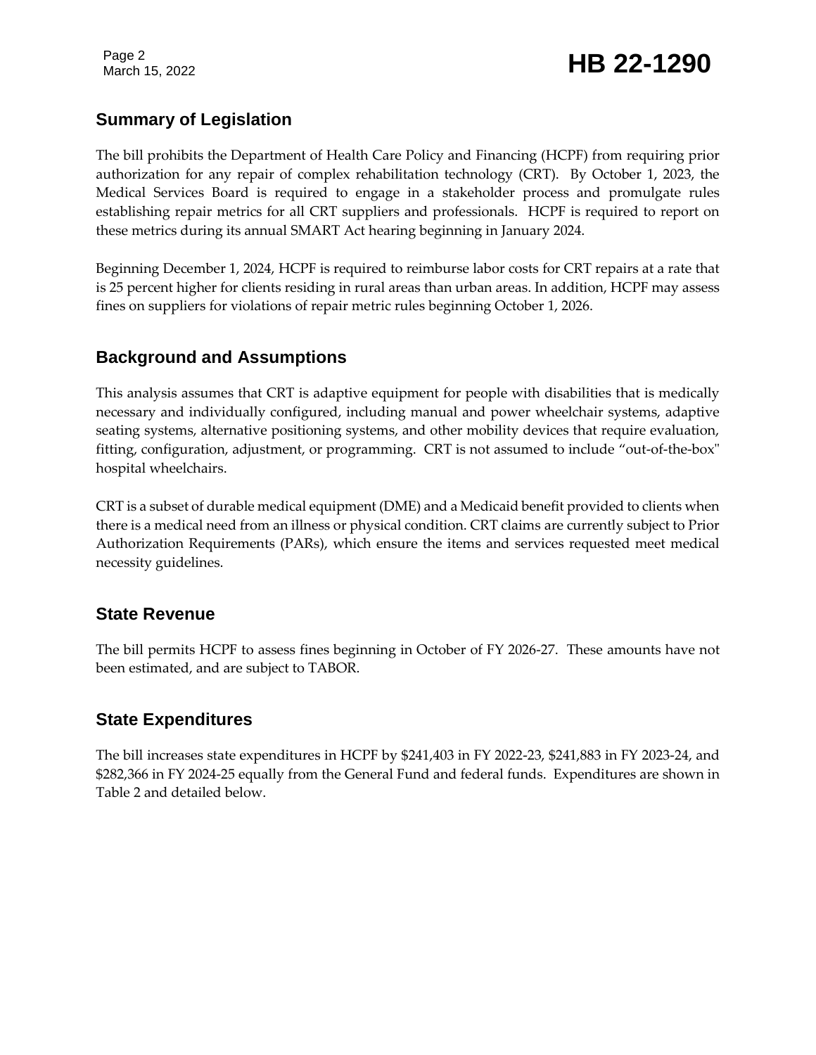## Summary of Legislation

The bill prohibits the Department of Health Care Policy and Financing (HCPF) from requiring prior authorization for any repair of complex rehabilitation technology (CRT). By October 1, 2023, the Medical Services Board is required to engage in a stakeholder process and promulgate rules establishing repair metrics for all CRT suppliers and professionals. HCPF is required to report on these metrics during its annual SMART Act hearing beginning in January 2024.

Beginning December 1, 2024, HCPF is required to reimburse labor costs for CRT repairs at a rate that is 25 percent higher for clients residing in rural areas than urban areas. In addition, HCPF may assess fines on suppliers for violations of repair metric rules beginning October 1, 2026.

## Background and Assumptions

This analysis assumes that CRT is adaptive equipment for people with disabilities that is medically necessary and individually configured, including manual and power wheelchair systems, adaptive seating systems, alternative positioning systems, and other mobility devices that require evaluation, fitting, configuration, adjustment, or programming. CRT is not assumed to include "out-of-the-box" hospital wheelchairs.

CRT is a subset of durable medical equipment (DME) and a Medicaid benefit provided to clients when there is a medical need from an illness or physical condition. CRT claims are currently subject to Prior Authorization Requirements (PARs), which ensure the items and services requested meet medical necessity guidelines.

## State Revenue

The bill permits HCPF to assess fines beginning in October of FY 2026-27. These amounts have not been estimated, and are subject to TABOR.

## State Expenditures

The bill increases state expenditures in HCPF by $241,403 in FY 2022-23, $241,883 in FY 2023-24, and $282,366 in FY 2024-25 equally from the General Fund and federal funds. Expenditures are shown in Table 2 and detailed below.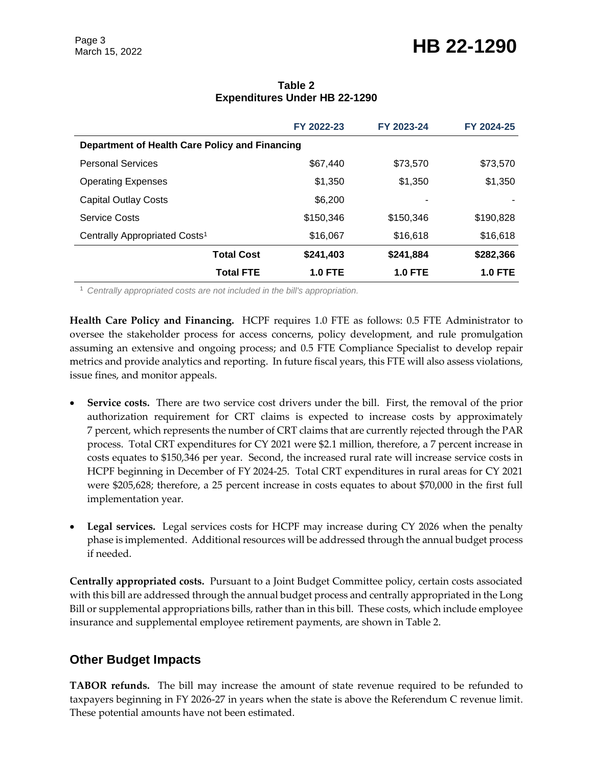**Table 2**
**Expenditures Under HB 22-1290**

| | FY 2022-23 | FY 2023-24 | FY 2024-25 |
|---|---|---|---|
| **Department of Health Care Policy and Financing** | | | |
| Personal Services | $67,440 | $73,570 | $73,570 |
| Operating Expenses | $1,350 | $1,350 | $1,350 |
| Capital Outlay Costs | $6,200 | - | - |
| Service Costs | $150,346 | $150,346 | $190,828 |
| Centrally Appropriated Costs[1] | $16,067 | $16,618 | $16,618 |
| **Total Cost** | **$241,403** | **$241,884** | **$282,366** |
| **Total FTE** | **1.0 FTE** | **1.0 FTE** | **1.0 FTE** |

[1] *Centrally appropriated costs are not included in the bill's appropriation.*

**Health Care Policy and Financing.** HCPF requires 1.0 FTE as follows: 0.5 FTE Administrator to oversee the stakeholder process for access concerns, policy development, and rule promulgation assuming an extensive and ongoing process; and 0.5 FTE Compliance Specialist to develop repair metrics and provide analytics and reporting. In future fiscal years, this FTE will also assess violations, issue fines, and monitor appeals.

- **Service costs.** There are two service cost drivers under the bill. First, the removal of the prior authorization requirement for CRT claims is expected to increase costs by approximately 7 percent, which represents the number of CRT claims that are currently rejected through the PAR process. Total CRT expenditures for CY 2021 were $2.1 million, therefore, a 7 percent increase in costs equates to $150,346 per year. Second, the increased rural rate will increase service costs in HCPF beginning in December of FY 2024-25. Total CRT expenditures in rural areas for CY 2021 were $205,628; therefore, a 25 percent increase in costs equates to about $70,000 in the first full implementation year.

- **Legal services.** Legal services costs for HCPF may increase during CY 2026 when the penalty phase is implemented. Additional resources will be addressed through the annual budget process if needed.

**Centrally appropriated costs.** Pursuant to a Joint Budget Committee policy, certain costs associated with this bill are addressed through the annual budget process and centrally appropriated in the Long Bill or supplemental appropriations bills, rather than in this bill. These costs, which include employee insurance and supplemental employee retirement payments, are shown in Table 2.

## Other Budget Impacts

**TABOR refunds.** The bill may increase the amount of state revenue required to be refunded to taxpayers beginning in FY 2026-27 in years when the state is above the Referendum C revenue limit. These potential amounts have not been estimated.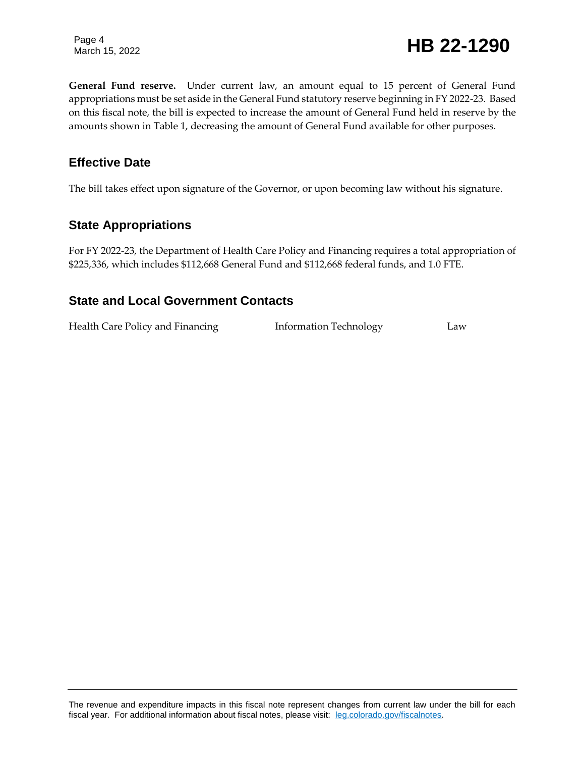**General Fund reserve.** Under current law, an amount equal to 15 percent of General Fund appropriations must be set aside in the General Fund statutory reserve beginning in FY 2022-23. Based on this fiscal note, the bill is expected to increase the amount of General Fund held in reserve by the amounts shown in Table 1, decreasing the amount of General Fund available for other purposes.

## Effective Date

The bill takes effect upon signature of the Governor, or upon becoming law without his signature.

## State Appropriations

For FY 2022-23, the Department of Health Care Policy and Financing requires a total appropriation of $225,336, which includes $112,668 General Fund and $112,668 federal funds, and 1.0 FTE.

## State and Local Government Contacts

| | | |
|---|---|---|
| Health Care Policy and Financing | Information Technology | Law |

The revenue and expenditure impacts in this fiscal note represent changes from current law under the bill for each fiscal year. For additional information about fiscal notes, please visit: leg.colorado.gov/fiscalnotes.